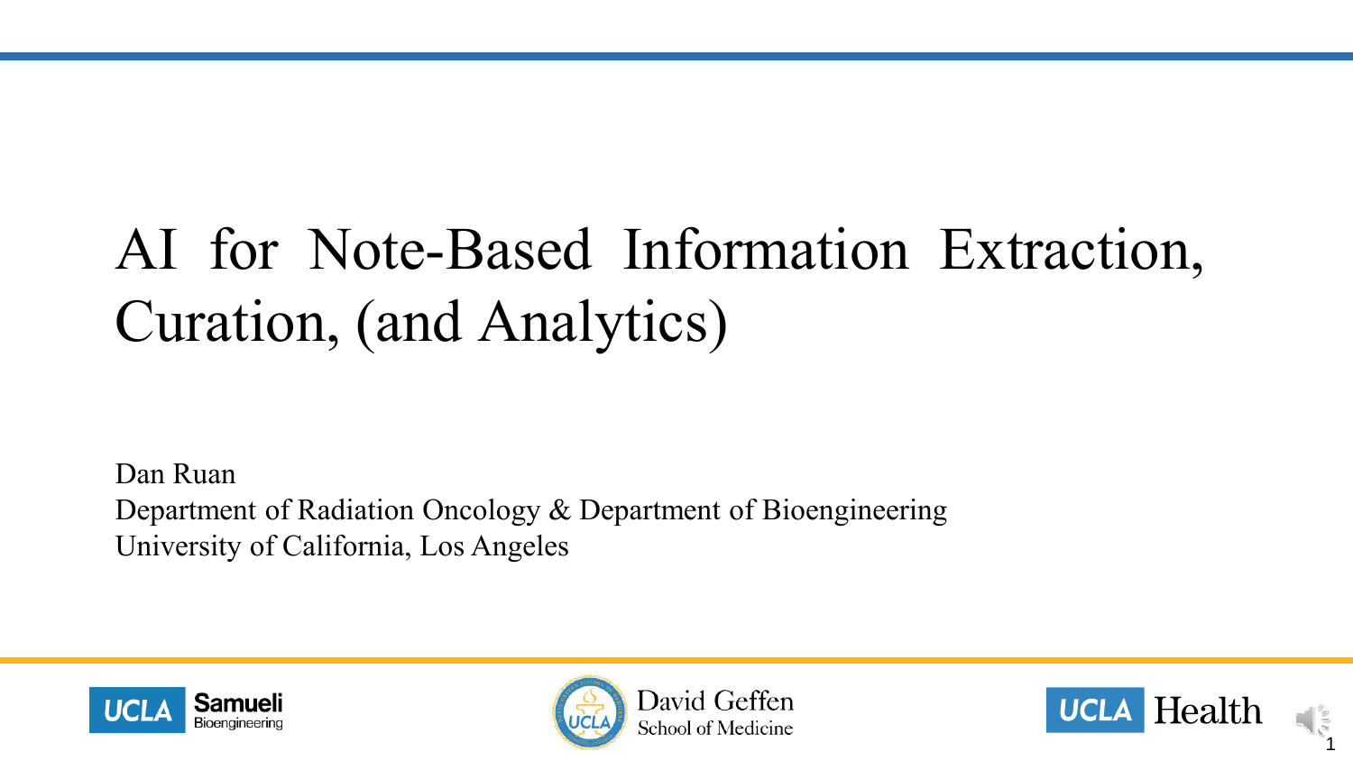# AI for Note-Based Information Extraction, Curation, (and Analytics)

Dan Ruan
Department of Radiation Oncology & Department of Bioengineering
University of California, Los Angeles

UCLA Samueli Bioengineering

David Geffen School of Medicine

UCLA Health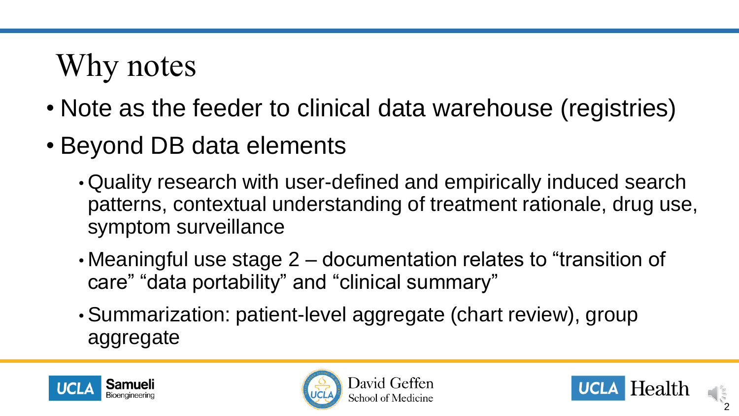# Why notes

- Note as the feeder to clinical data warehouse (registries)
- Beyond DB data elements
  - Quality research with user-defined and empirically induced search patterns, contextual understanding of treatment rationale, drug use, symptom surveillance
  - Meaningful use stage 2 – documentation relates to "transition of care" "data portability" and "clinical summary"
  - Summarization: patient-level aggregate (chart review), group aggregate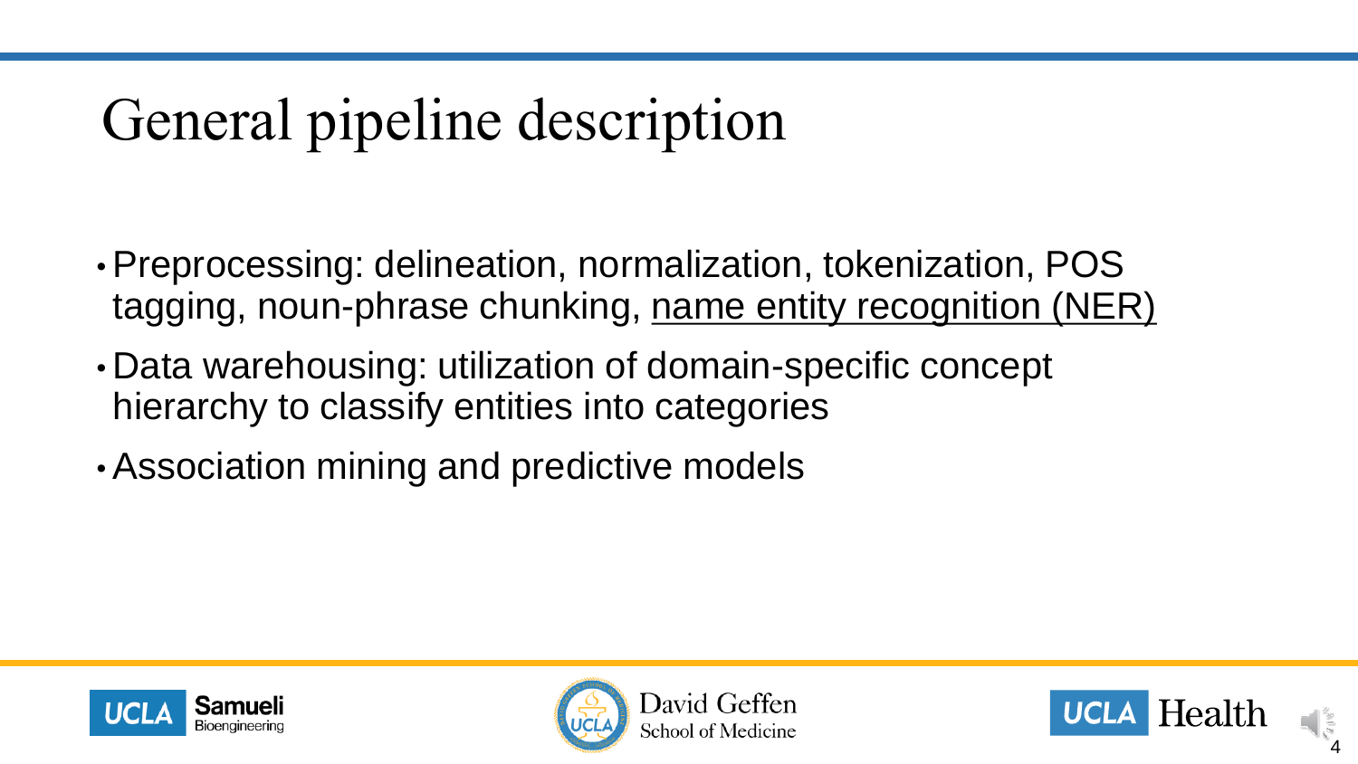# General pipeline description

- Preprocessing: delineation, normalization, tokenization, POS tagging, noun-phrase chunking, <u>name entity recognition (NER)</u>
- Data warehousing: utilization of domain-specific concept hierarchy to classify entities into categories
- Association mining and predictive models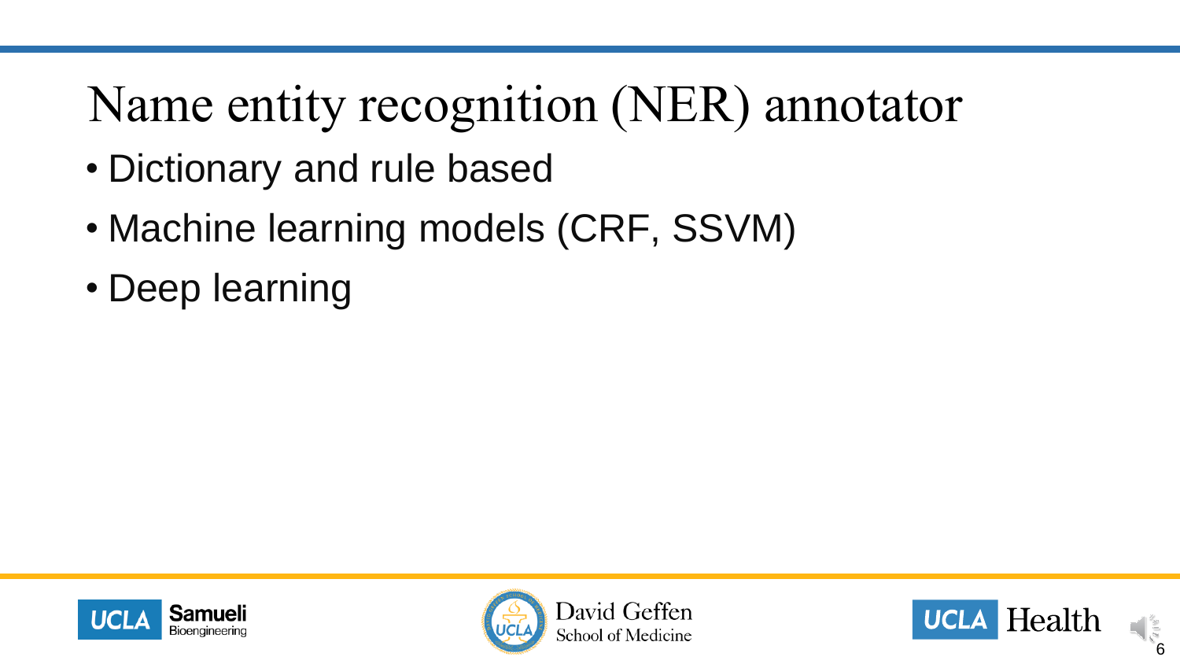# Name entity recognition (NER) annotator

- Dictionary and rule based
- Machine learning models (CRF, SSVM)
- Deep learning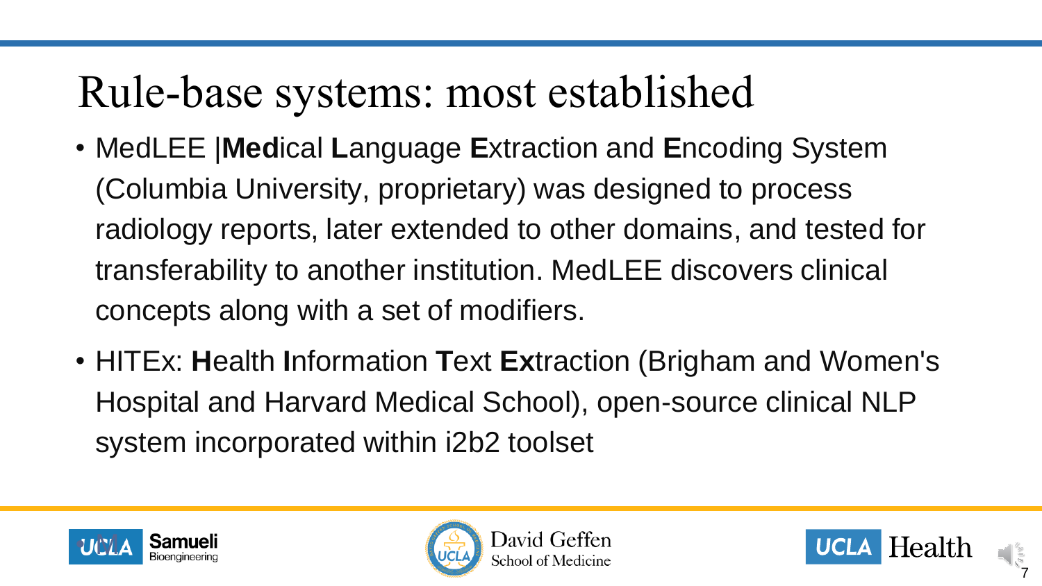# Rule-base systems: most established

- MedLEE |**Med**ical **L**anguage **E**xtraction and **E**ncoding System (Columbia University, proprietary) was designed to process radiology reports, later extended to other domains, and tested for transferability to another institution. MedLEE discovers clinical concepts along with a set of modifiers.
- HITEx: **H**ealth **I**nformation **T**ext **Ex**traction (Brigham and Women's Hospital and Harvard Medical School), open-source clinical NLP system incorporated within i2b2 toolset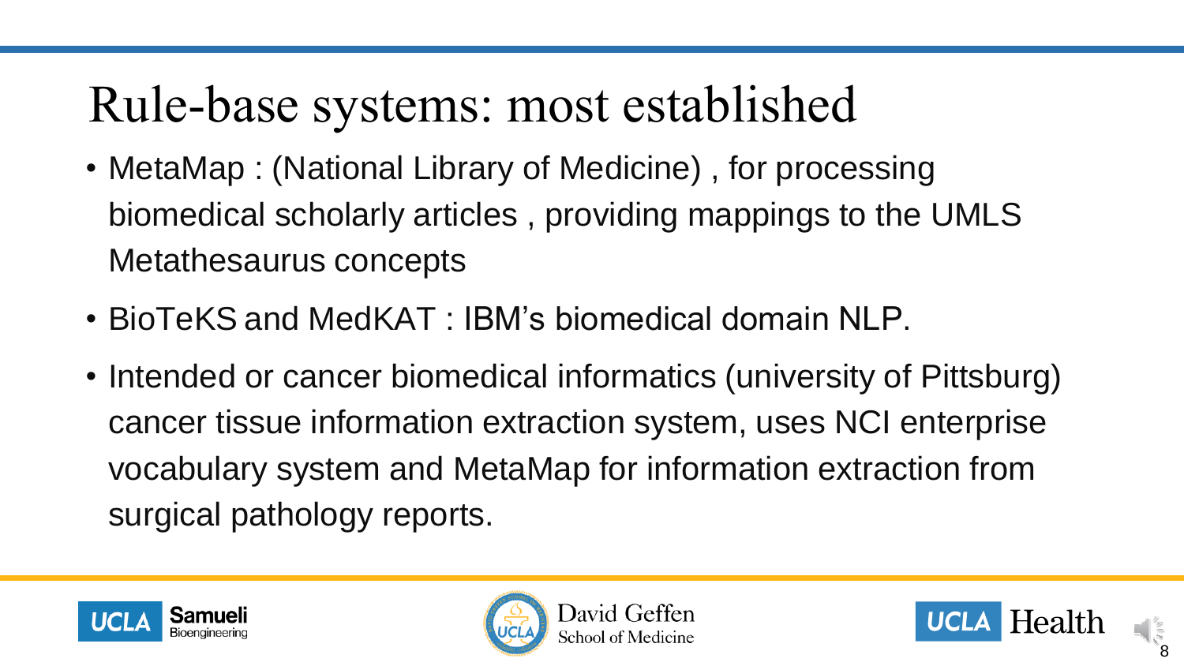# Rule-base systems: most established

- MetaMap : (National Library of Medicine) , for processing biomedical scholarly articles , providing mappings to the UMLS Metathesaurus concepts
- BioTeKS and MedKAT : IBM's biomedical domain NLP.
- Intended or cancer biomedical informatics (university of Pittsburg) cancer tissue information extraction system, uses NCI enterprise vocabulary system and MetaMap for information extraction from surgical pathology reports.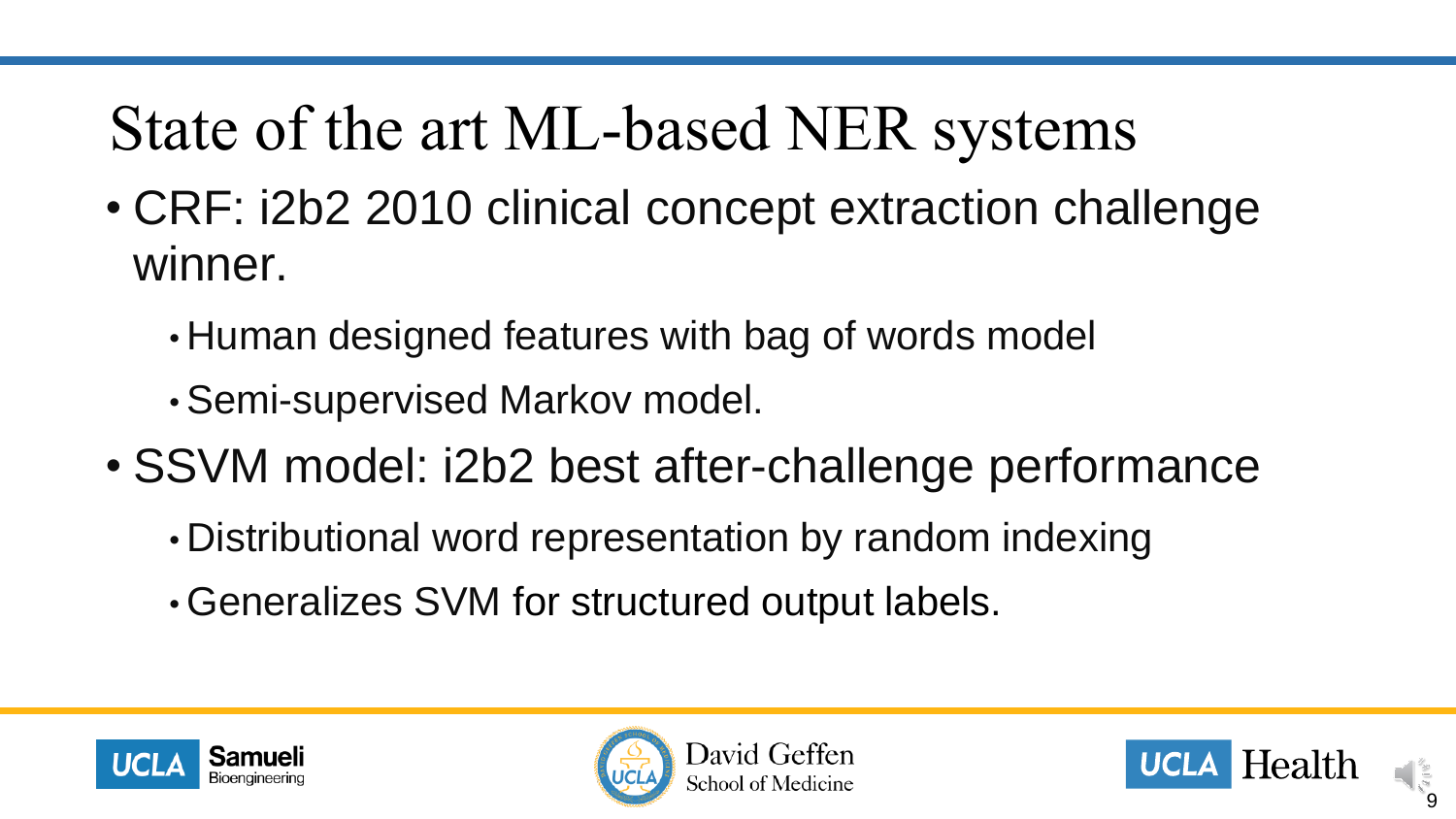# State of the art ML-based NER systems

- CRF: i2b2 2010 clinical concept extraction challenge winner.
  - Human designed features with bag of words model
  - Semi-supervised Markov model.
- SSVM model: i2b2 best after-challenge performance
  - Distributional word representation by random indexing
  - Generalizes SVM for structured output labels.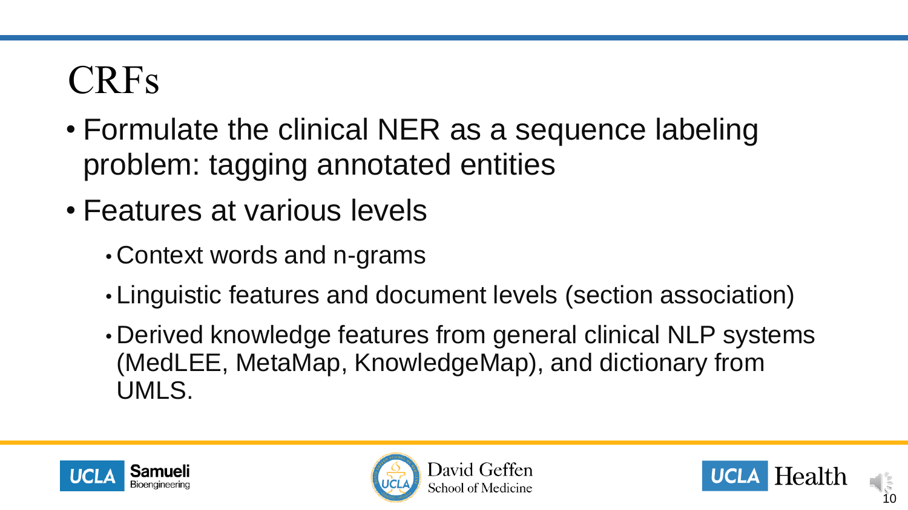# CRFs

- Formulate the clinical NER as a sequence labeling problem: tagging annotated entities
- Features at various levels
  - Context words and n-grams
  - Linguistic features and document levels (section association)
  - Derived knowledge features from general clinical NLP systems (MedLEE, MetaMap, KnowledgeMap), and dictionary from UMLS.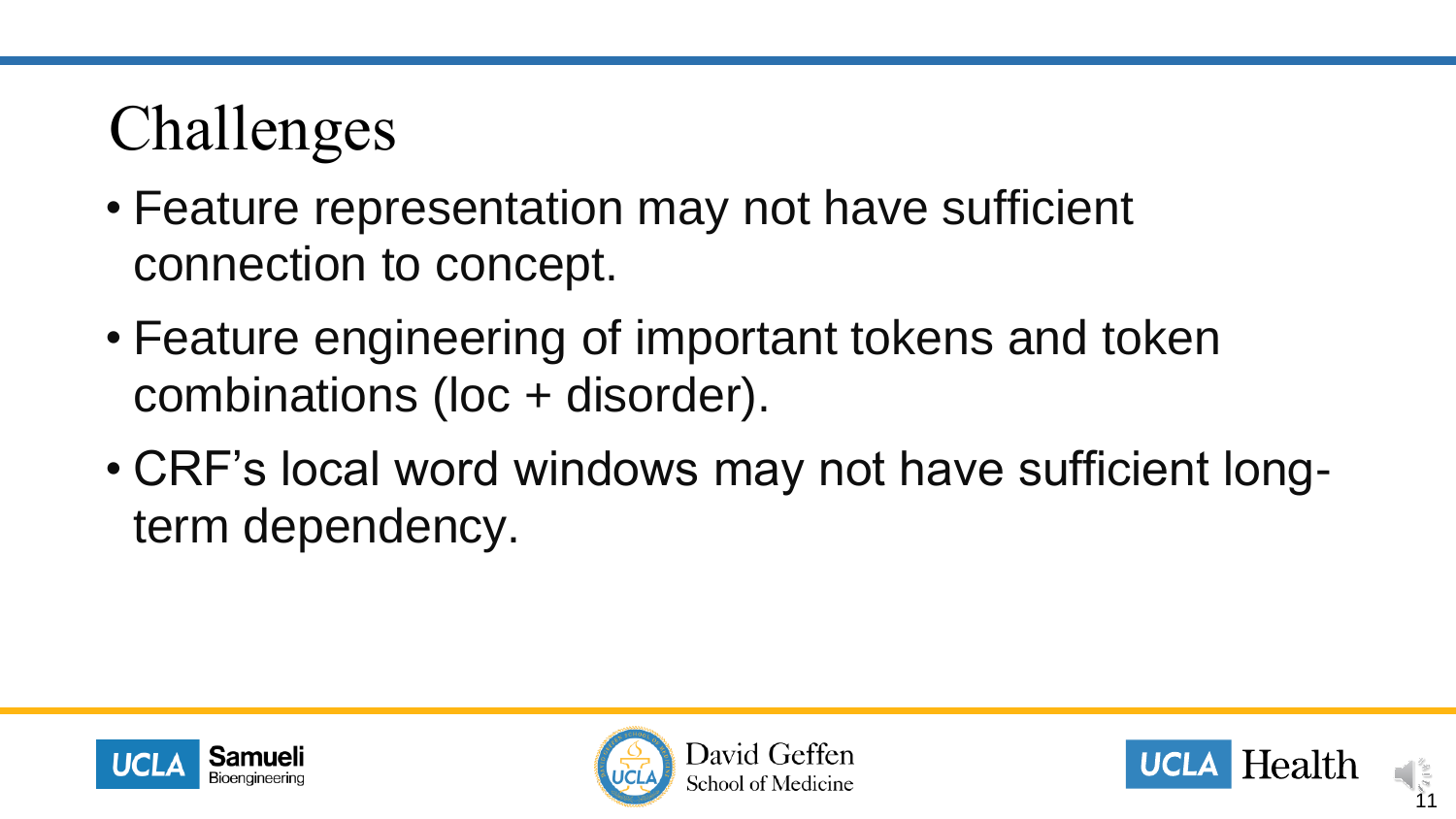# Challenges

- Feature representation may not have sufficient connection to concept.
- Feature engineering of important tokens and token combinations (loc + disorder).
- CRF's local word windows may not have sufficient long-term dependency.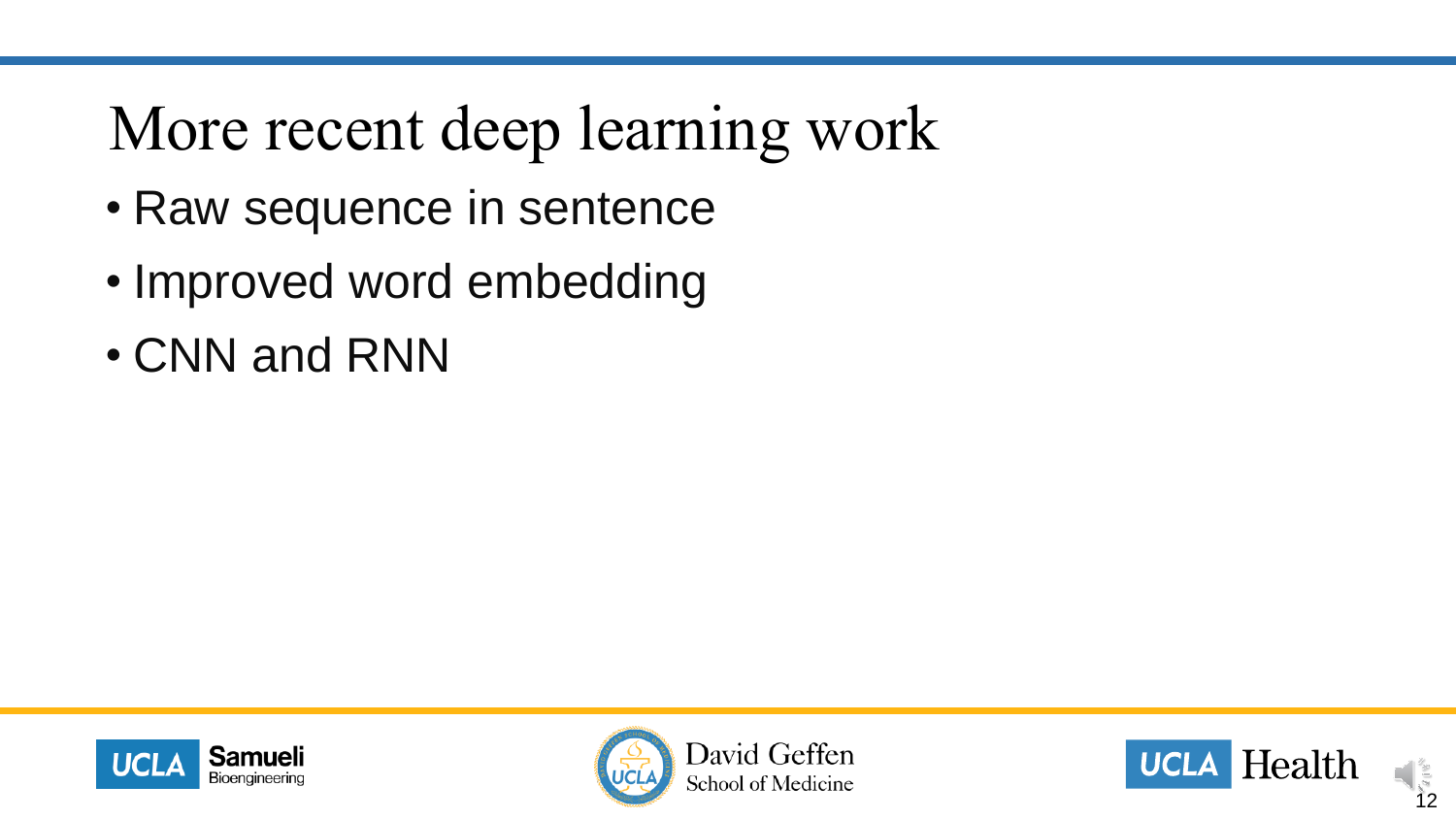# More recent deep learning work

- Raw sequence in sentence
- Improved word embedding
- CNN and RNN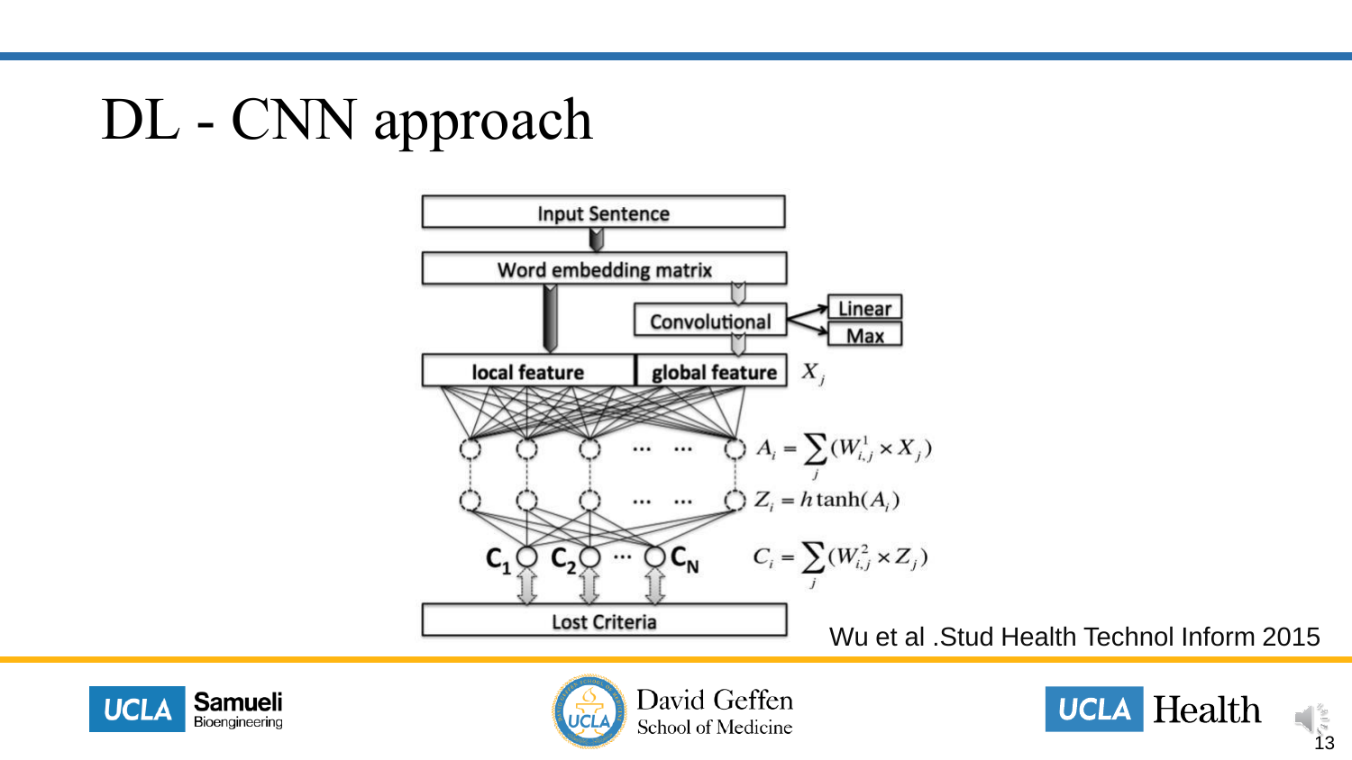# DL - CNN approach

Input Sentence

Word embedding matrix

Convolutional

Linear

Max

local feature

global feature

$X_j$

$A_i = \sum_j (W^1_{i,j} \times X_j)$

$Z_i = h\tanh(A_i)$

$C_i = \sum_j (W^2_{i,j} \times Z_j)$

$C_1$ $C_2$ ... $C_N$

Lost Criteria

Wu et al .Stud Health Technol Inform 2015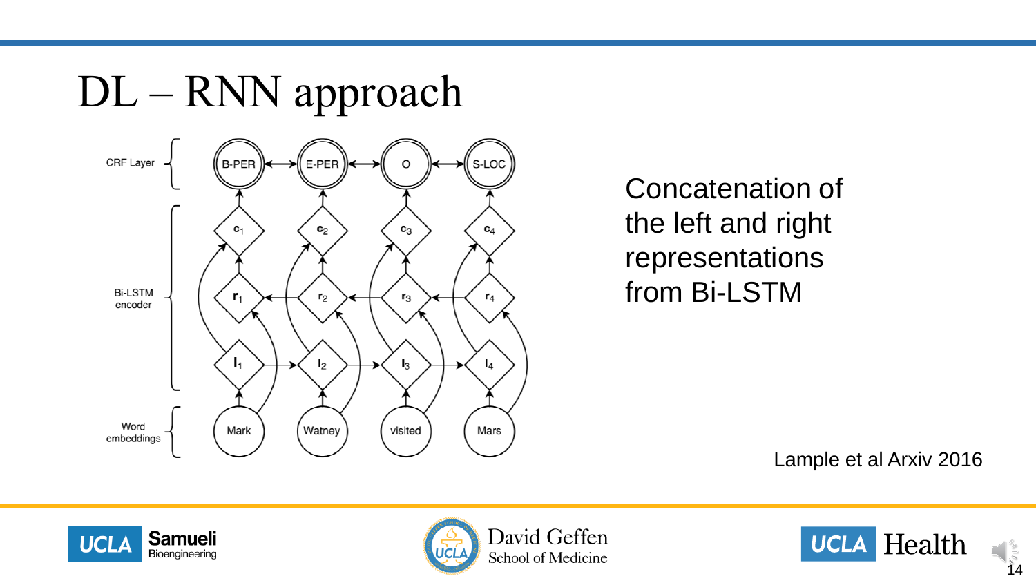# DL – RNN approach

Concatenation of the left and right representations from Bi-LSTM

Lample et al Arxiv 2016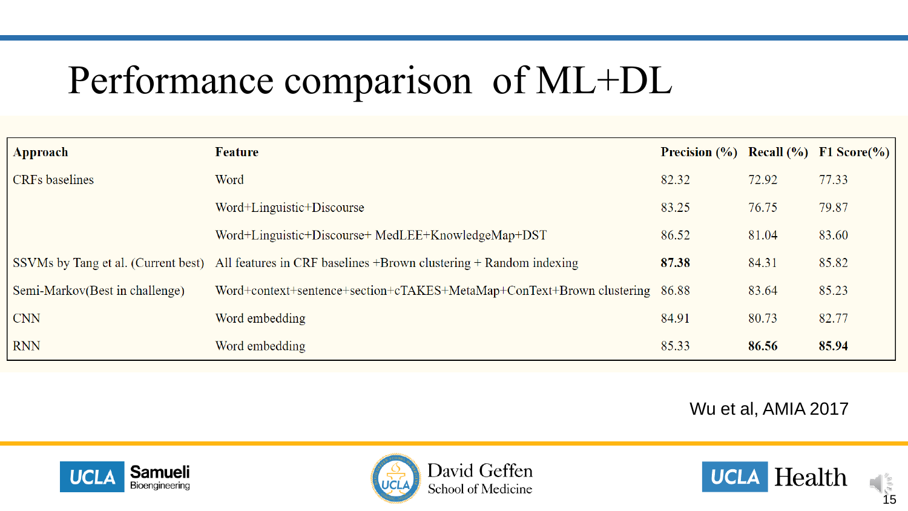# Performance comparison of ML+DL

| Approach | Feature | Precision (%) | Recall (%) | F1 Score(%) |
|---|---|---|---|---|
| CRFs baselines | Word | 82.32 | 72.92 | 77.33 |
| | Word+Linguistic+Discourse | 83.25 | 76.75 | 79.87 |
| | Word+Linguistic+Discourse+ MedLEE+KnowledgeMap+DST | 86.52 | 81.04 | 83.60 |
| SSVMs by Tang et al. (Current best) | All features in CRF baselines +Brown clustering + Random indexing | **87.38** | 84.31 | 85.82 |
| Semi-Markov(Best in challenge) | Word+context+sentence+section+cTAKES+MetaMap+ConText+Brown clustering | 86.88 | 83.64 | 85.23 |
| CNN | Word embedding | 84.91 | 80.73 | 82.77 |
| RNN | Word embedding | 85.33 | **86.56** | **85.94** |

Wu et al, AMIA 2017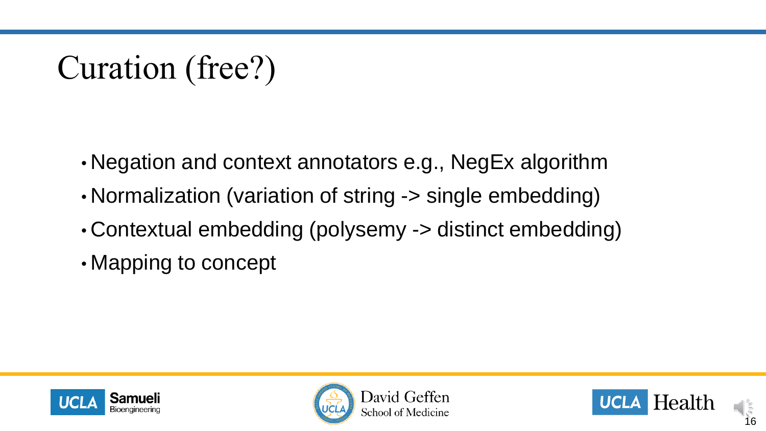# Curation (free?)

- Negation and context annotators e.g., NegEx algorithm
- Normalization (variation of string -> single embedding)
- Contextual embedding (polysemy -> distinct embedding)
- Mapping to concept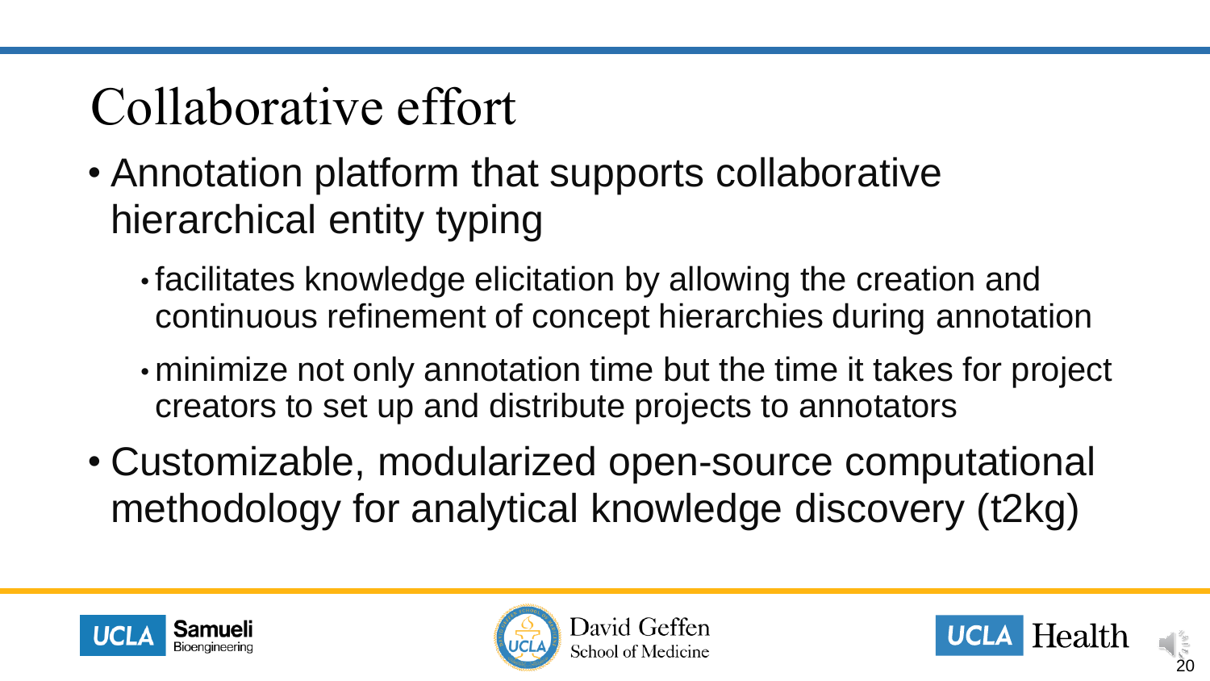# Collaborative effort

- Annotation platform that supports collaborative hierarchical entity typing
  - facilitates knowledge elicitation by allowing the creation and continuous refinement of concept hierarchies during annotation
  - minimize not only annotation time but the time it takes for project creators to set up and distribute projects to annotators
- Customizable, modularized open-source computational methodology for analytical knowledge discovery (t2kg)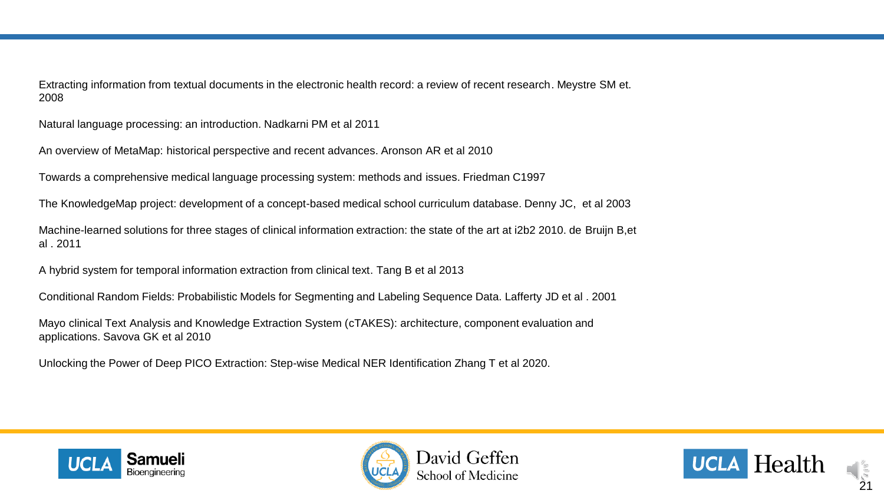Extracting information from textual documents in the electronic health record: a review of recent research. Meystre SM et. 2008

Natural language processing: an introduction. Nadkarni PM et al 2011

An overview of MetaMap: historical perspective and recent advances. Aronson AR et al 2010

Towards a comprehensive medical language processing system: methods and issues. Friedman C1997

The KnowledgeMap project: development of a concept-based medical school curriculum database. Denny JC, et al 2003

Machine-learned solutions for three stages of clinical information extraction: the state of the art at i2b2 2010. de Bruijn B,et al . 2011

A hybrid system for temporal information extraction from clinical text. Tang B et al 2013

Conditional Random Fields: Probabilistic Models for Segmenting and Labeling Sequence Data. Lafferty JD et al . 2001

Mayo clinical Text Analysis and Knowledge Extraction System (cTAKES): architecture, component evaluation and applications. Savova GK et al 2010

Unlocking the Power of Deep PICO Extraction: Step-wise Medical NER Identification Zhang T et al 2020.